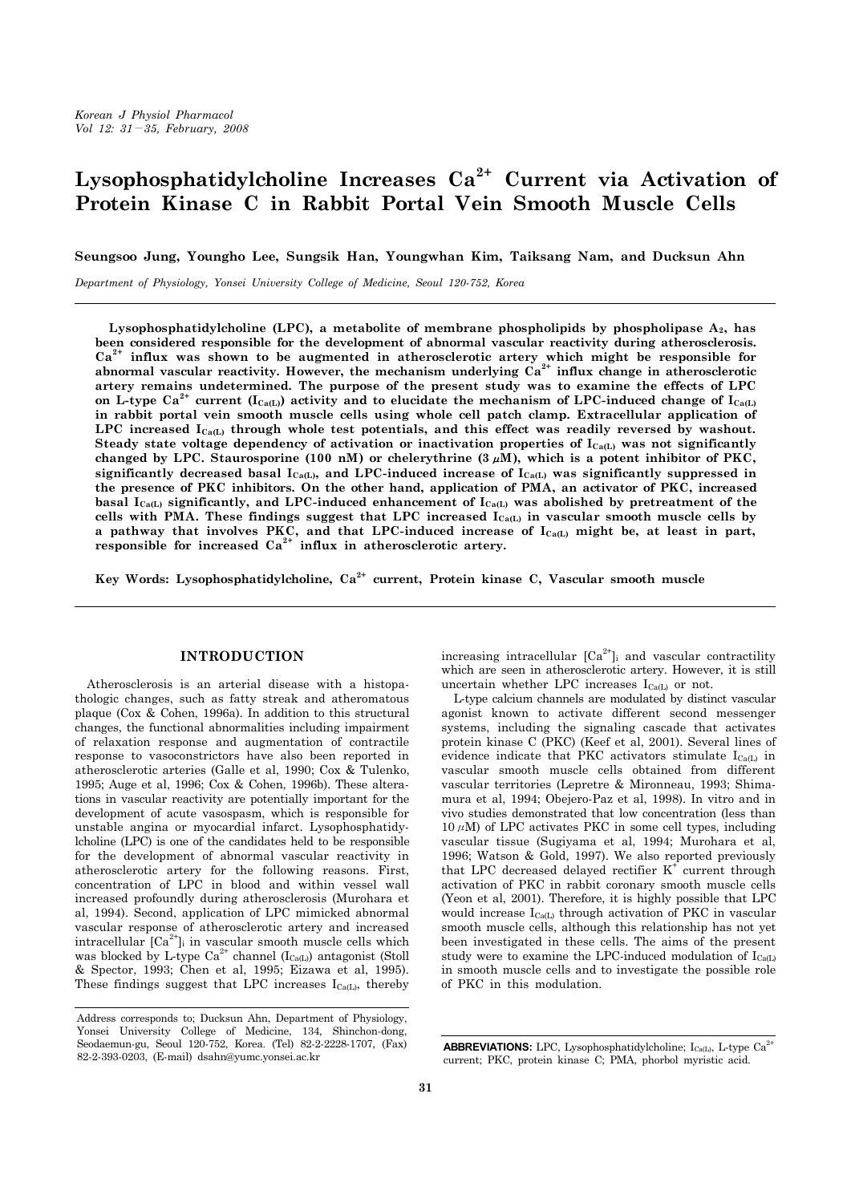# Lysophosphatidylcholine Increases $Ca^{2+}$ Current via Activation of Protein Kinase C in Rabbit Portal Vein Smooth Muscle Cells

**Seungsoo Jung, Youngho Lee, Sungsik Han, Youngwhan Kim, Taiksang Nam, and Ducksun Ahn**

*Department of Physiology, Yonsei University College of Medicine, Seoul 120-752, Korea*

**Lysophosphatidylcholine (LPC), a metabolite of membrane phospholipids by phospholipase $A_2$, has been considered responsible for the development of abnormal vascular reactivity during atherosclerosis. $Ca^{2+}$ influx was shown to be augmented in atherosclerotic artery which might be responsible for abnormal vascular reactivity. However, the mechanism underlying $Ca^{2+}$ influx change in atherosclerotic artery remains undetermined. The purpose of the present study was to examine the effects of LPC on L-type $Ca^{2+}$ current ($I_{Ca(L)}$) activity and to elucidate the mechanism of LPC-induced change of $I_{Ca(L)}$ in rabbit portal vein smooth muscle cells using whole cell patch clamp. Extracellular application of LPC increased $I_{Ca(L)}$ through whole test potentials, and this effect was readily reversed by washout. Steady state voltage dependency of activation or inactivation properties of $I_{Ca(L)}$ was not significantly changed by LPC. Staurosporine (100 nM) or chelerythrine (3 $\mu$M), which is a potent inhibitor of PKC, significantly decreased basal $I_{Ca(L)}$, and LPC-induced increase of $I_{Ca(L)}$ was significantly suppressed in the presence of PKC inhibitors. On the other hand, application of PMA, an activator of PKC, increased basal $I_{Ca(L)}$ significantly, and LPC-induced enhancement of $I_{Ca(L)}$ was abolished by pretreatment of the cells with PMA. These findings suggest that LPC increased $I_{Ca(L)}$ in vascular smooth muscle cells by a pathway that involves PKC, and that LPC-induced increase of $I_{Ca(L)}$ might be, at least in part, responsible for increased $Ca^{2+}$ influx in atherosclerotic artery.**

**Key Words: Lysophosphatidylcholine, $Ca^{2+}$ current, Protein kinase C, Vascular smooth muscle**

## INTRODUCTION

Atherosclerosis is an arterial disease with a histopathologic changes, such as fatty streak and atheromatous plaque (Cox & Cohen, 1996a). In addition to this structural changes, the functional abnormalities including impairment of relaxation response and augmentation of contractile response to vasoconstrictors have also been reported in atherosclerotic arteries (Galle et al, 1990; Cox & Tulenko, 1995; Auge et al, 1996; Cox & Cohen, 1996b). These alterations in vascular reactivity are potentially important for the development of acute vasospasm, which is responsible for unstable angina or myocardial infarct. Lysophosphatidylcholine (LPC) is one of the candidates held to be responsible for the development of abnormal vascular reactivity in atherosclerotic artery for the following reasons. First, concentration of LPC in blood and within vessel wall increased profoundly during atherosclerosis (Murohara et al, 1994). Second, application of LPC mimicked abnormal vascular response of atherosclerotic artery and increased intracellular $[Ca^{2+}]_i$ in vascular smooth muscle cells which was blocked by L-type $Ca^{2+}$ channel ($I_{Ca(L)}$) antagonist (Stoll & Spector, 1993; Chen et al, 1995; Eizawa et al, 1995). These findings suggest that LPC increases $I_{Ca(L)}$, thereby increasing intracellular $[Ca^{2+}]_i$ and vascular contractility which are seen in atherosclerotic artery. However, it is still uncertain whether LPC increases $I_{Ca(L)}$ or not.

L-type calcium channels are modulated by distinct vascular agonist known to activate different second messenger systems, including the signaling cascade that activates protein kinase C (PKC) (Keef et al, 2001). Several lines of evidence indicate that PKC activators stimulate $I_{Ca(L)}$ in vascular smooth muscle cells obtained from different vascular territories (Lepretre & Mironneau, 1993; Shimamura et al, 1994; Obejero-Paz et al, 1998). In vitro and in vivo studies demonstrated that low concentration (less than 10 $\mu$M) of LPC activates PKC in some cell types, including vascular tissue (Sugiyama et al, 1994; Murohara et al, 1996; Watson & Gold, 1997). We also reported previously that LPC decreased delayed rectifier $K^+$ current through activation of PKC in rabbit coronary smooth muscle cells (Yeon et al, 2001). Therefore, it is highly possible that LPC would increase $I_{Ca(L)}$ through activation of PKC in vascular smooth muscle cells, although this relationship has not yet been investigated in these cells. The aims of the present study were to examine the LPC-induced modulation of $I_{Ca(L)}$ in smooth muscle cells and to investigate the possible role of PKC in this modulation.

---

Address corresponds to; Ducksun Ahn, Department of Physiology, Yonsei University College of Medicine, 134, Shinchon-dong, Seodaemun-gu, Seoul 120-752, Korea. (Tel) 82-2-2228-1707, (Fax) 82-2-393-0203, (E-mail) dsahn@yumc.yonsei.ac.kr

**ABBREVIATIONS:** LPC, Lysophosphatidylcholine; $I_{Ca(L)}$, L-type $Ca^{2+}$ current; PKC, protein kinase C; PMA, phorbol myristic acid.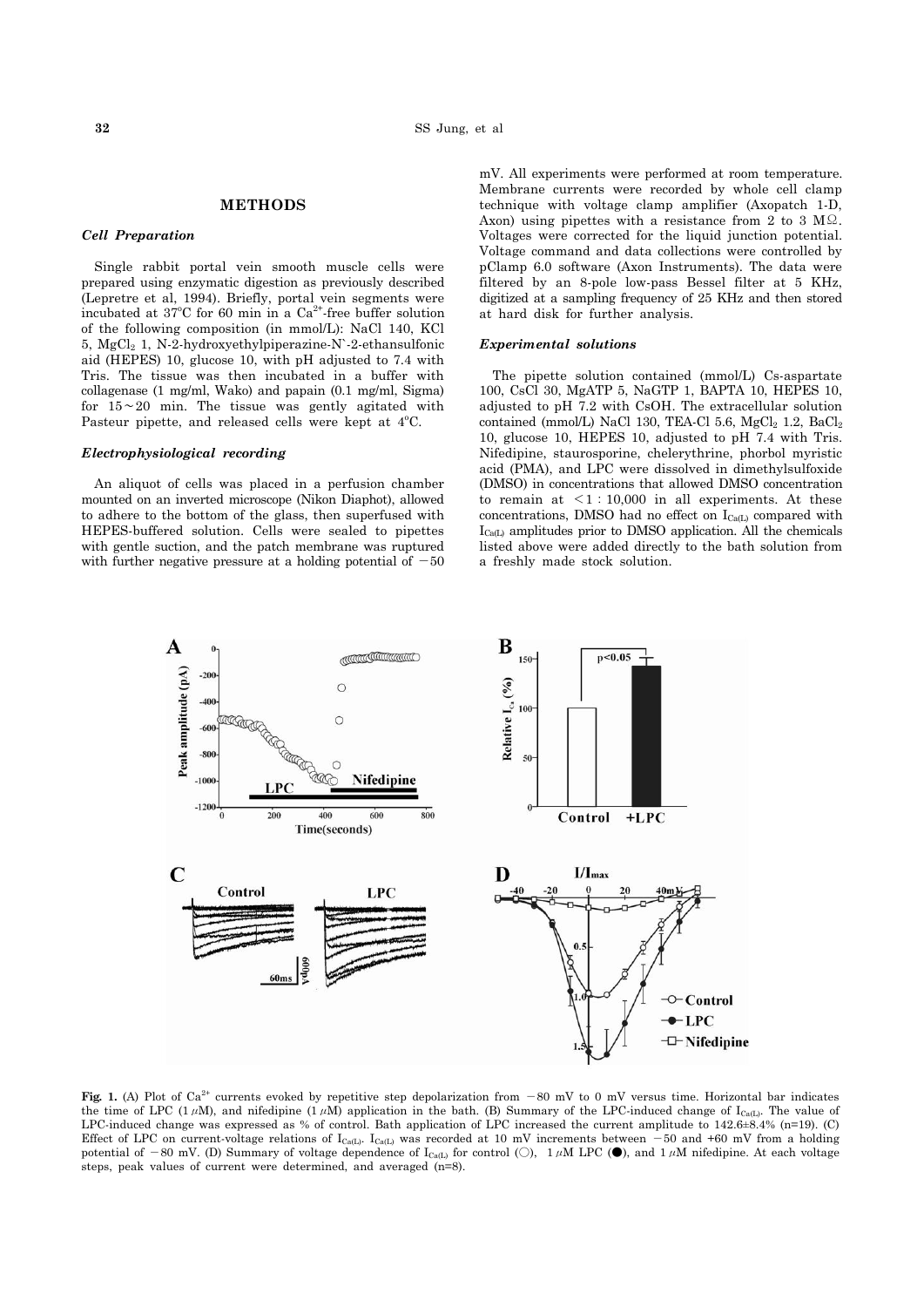## METHODS

### *Cell Preparation*

Single rabbit portal vein smooth muscle cells were prepared using enzymatic digestion as previously described (Lepretre et al, 1994). Briefly, portal vein segments were incubated at 37°C for 60 min in a $Ca^{2+}$-free buffer solution of the following composition (in mmol/L): NaCl 140, KCl 5, $MgCl_2$ 1, N-2-hydroxyethylpiperazine-N`-2-ethansulfonic aid (HEPES) 10, glucose 10, with pH adjusted to 7.4 with Tris. The tissue was then incubated in a buffer with collagenase (1 mg/ml, Wako) and papain (0.1 mg/ml, Sigma) for 15~20 min. The tissue was gently agitated with Pasteur pipette, and released cells were kept at 4°C.

### *Electrophysiological recording*

An aliquot of cells was placed in a perfusion chamber mounted on an inverted microscope (Nikon Diaphot), allowed to adhere to the bottom of the glass, then superfused with HEPES-buffered solution. Cells were sealed to pipettes with gentle suction, and the patch membrane was ruptured with further negative pressure at a holding potential of −50 mV. All experiments were performed at room temperature. Membrane currents were recorded by whole cell clamp technique with voltage clamp amplifier (Axopatch 1-D, Axon) using pipettes with a resistance from 2 to 3 MΩ. Voltages were corrected for the liquid junction potential. Voltage command and data collections were controlled by pClamp 6.0 software (Axon Instruments). The data were filtered by an 8-pole low-pass Bessel filter at 5 KHz, digitized at a sampling frequency of 25 KHz and then stored at hard disk for further analysis.

### *Experimental solutions*

The pipette solution contained (mmol/L) Cs-aspartate 100, CsCl 30, MgATP 5, NaGTP 1, BAPTA 10, HEPES 10, adjusted to pH 7.2 with CsOH. The extracellular solution contained (mmol/L) NaCl 130, TEA-Cl 5.6, $MgCl_2$ 1.2, $BaCl_2$ 10, glucose 10, HEPES 10, adjusted to pH 7.4 with Tris. Nifedipine, staurosporine, chelerythrine, phorbol myristic acid (PMA), and LPC were dissolved in dimethylsulfoxide (DMSO) in concentrations that allowed DMSO concentration to remain at <1 : 10,000 in all experiments. At these concentrations, DMSO had no effect on $I_{Ca(L)}$ compared with $I_{Ca(L)}$ amplitudes prior to DMSO application. All the chemicals listed above were added directly to the bath solution from a freshly made stock solution.

**Fig. 1.** (A) Plot of $Ca^{2+}$ currents evoked by repetitive step depolarization from −80 mV to 0 mV versus time. Horizontal bar indicates the time of LPC (1 μM), and nifedipine (1 μM) application in the bath. (B) Summary of the LPC-induced change of $I_{Ca(L)}$. The value of LPC-induced change was expressed as % of control. Bath application of LPC increased the current amplitude to 142.6±8.4% (n=19). (C) Effect of LPC on current-voltage relations of $I_{Ca(L)}$. $I_{Ca(L)}$ was recorded at 10 mV increments between −50 and +60 mV from a holding potential of −80 mV. (D) Summary of voltage dependence of $I_{Ca(L)}$ for control (○), 1 μM LPC (●), and 1 μM nifedipine. At each voltage steps, peak values of current were determined, and averaged (n=8).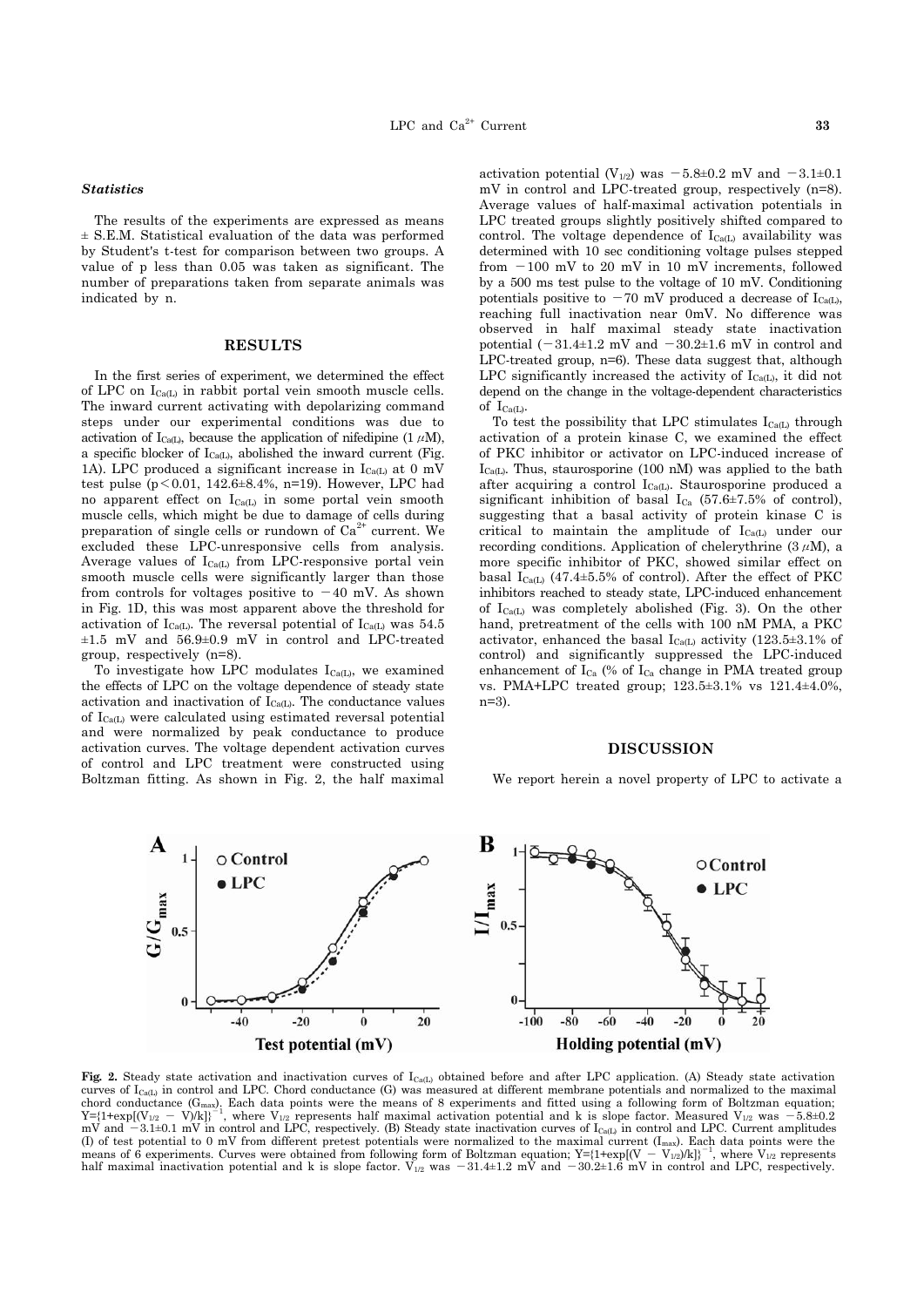### *Statistics*

The results of the experiments are expressed as means ± S.E.M. Statistical evaluation of the data was performed by Student's t-test for comparison between two groups. A value of p less than 0.05 was taken as significant. The number of preparations taken from separate animals was indicated by n.

## RESULTS

In the first series of experiment, we determined the effect of LPC on $I_{Ca(L)}$ in rabbit portal vein smooth muscle cells. The inward current activating with depolarizing command steps under our experimental conditions was due to activation of $I_{Ca(L)}$, because the application of nifedipine (1 $\mu$M), a specific blocker of $I_{Ca(L)}$, abolished the inward current (Fig. 1A). LPC produced a significant increase in $I_{Ca(L)}$ at 0 mV test pulse ($p<0.01$, 142.6±8.4%, n=19). However, LPC had no apparent effect on $I_{Ca(L)}$ in some portal vein smooth muscle cells, which might be due to damage of cells during preparation of single cells or rundown of $Ca^{2+}$ current. We excluded these LPC-unresponsive cells from analysis. Average values of $I_{Ca(L)}$ from LPC-responsive portal vein smooth muscle cells were significantly larger than those from controls for voltages positive to −40 mV. As shown in Fig. 1D, this was most apparent above the threshold for activation of $I_{Ca(L)}$. The reversal potential of $I_{Ca(L)}$ was 54.5 ±1.5 mV and 56.9±0.9 mV in control and LPC-treated group, respectively (n=8).

To investigate how LPC modulates $I_{Ca(L)}$, we examined the effects of LPC on the voltage dependence of steady state activation and inactivation of $I_{Ca(L)}$. The conductance values of $I_{Ca(L)}$ were calculated using estimated reversal potential and were normalized by peak conductance to produce activation curves. The voltage dependent activation curves of control and LPC treatment were constructed using Boltzman fitting. As shown in Fig. 2, the half maximal activation potential ($V_{1/2}$) was −5.8±0.2 mV and −3.1±0.1 mV in control and LPC-treated group, respectively (n=8). Average values of half-maximal activation potentials in LPC treated groups slightly positively shifted compared to control. The voltage dependence of $I_{Ca(L)}$ availability was determined with 10 sec conditioning voltage pulses stepped from −100 mV to 20 mV in 10 mV increments, followed by a 500 ms test pulse to the voltage of 10 mV. Conditioning potentials positive to −70 mV produced a decrease of $I_{Ca(L)}$, reaching full inactivation near 0mV. No difference was observed in half maximal steady state inactivation potential (−31.4±1.2 mV and −30.2±1.6 mV in control and LPC-treated group, n=6). These data suggest that, although LPC significantly increased the activity of $I_{Ca(L)}$, it did not depend on the change in the voltage-dependent characteristics of $I_{Ca(L)}$.

To test the possibility that LPC stimulates $I_{Ca(L)}$ through activation of a protein kinase C, we examined the effect of PKC inhibitor or activator on LPC-induced increase of $I_{Ca(L)}$. Thus, staurosporine (100 nM) was applied to the bath after acquiring a control $I_{Ca(L)}$. Staurosporine produced a significant inhibition of basal $I_{Ca}$ (57.6±7.5% of control), suggesting that a basal activity of protein kinase C is critical to maintain the amplitude of $I_{Ca(L)}$ under our recording conditions. Application of chelerythrine (3 $\mu$M), a more specific inhibitor of PKC, showed similar effect on basal $I_{Ca(L)}$ (47.4±5.5% of control). After the effect of PKC inhibitors reached to steady state, LPC-induced enhancement of $I_{Ca(L)}$ was completely abolished (Fig. 3). On the other hand, pretreatment of the cells with 100 nM PMA, a PKC activator, enhanced the basal $I_{Ca(L)}$ activity (123.5±3.1% of control) and significantly suppressed the LPC-induced enhancement of $I_{Ca}$ (% of $I_{Ca}$ change in PMA treated group vs. PMA+LPC treated group; 123.5±3.1% vs 121.4±4.0%, n=3).

## DISCUSSION

We report herein a novel property of LPC to activate a

**Fig. 2.** Steady state activation and inactivation curves of $I_{Ca(L)}$ obtained before and after LPC application. (A) Steady state activation curves of $I_{Ca(L)}$ in control and LPC. Chord conductance (G) was measured at different membrane potentials and normalized to the maximal chord conductance ($G_{max}$). Each data points were the means of 8 experiments and fitted using a following form of Boltzman equation; $Y=\{1+\exp[(V_{1/2}-V)/k]\}^{-1}$, where $V_{1/2}$ represents half maximal activation potential and k is slope factor. Measured $V_{1/2}$ was −5.8±0.2 mV and −3.1±0.1 mV in control and LPC, respectively. (B) Steady state inactivation curves of $I_{Ca(L)}$ in control and LPC. Current amplitudes (I) of test potential to 0 mV from different pretest potentials were normalized to the maximal current ($I_{max}$). Each data points were the means of 6 experiments. Curves were obtained from following form of Boltzman equation; $Y=\{1+\exp[(V-V_{1/2})/k]\}^{-1}$, where $V_{1/2}$ represents half maximal inactivation potential and k is slope factor. $V_{1/2}$ was −31.4±1.2 mV and −30.2±1.6 mV in control and LPC, respectively.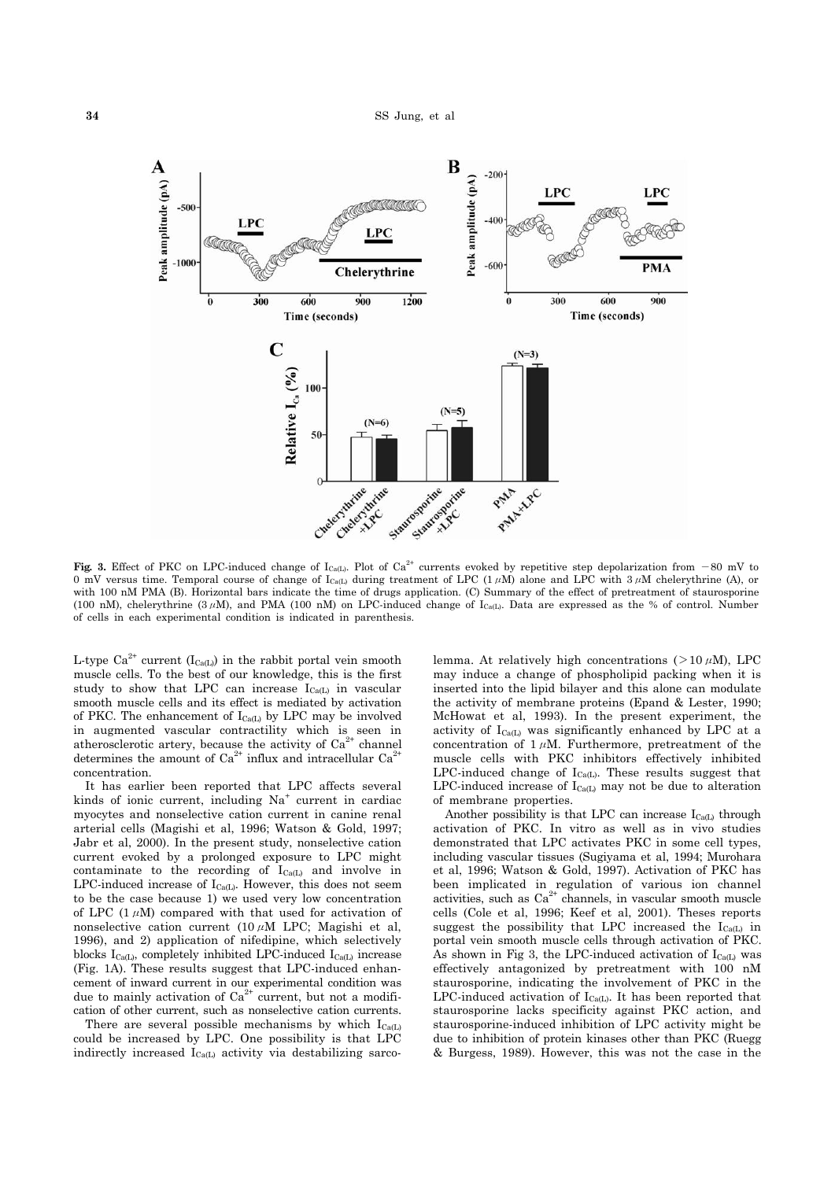**Fig. 3.** Effect of PKC on LPC-induced change of $I_{Ca(L)}$. Plot of $Ca^{2+}$ currents evoked by repetitive step depolarization from −80 mV to 0 mV versus time. Temporal course of change of $I_{Ca(L)}$ during treatment of LPC (1 $\mu$M) alone and LPC with 3 $\mu$M chelerythrine (A), or with 100 nM PMA (B). Horizontal bars indicate the time of drugs application. (C) Summary of the effect of pretreatment of staurosporine (100 nM), chelerythrine (3 $\mu$M), and PMA (100 nM) on LPC-induced change of $I_{Ca(L)}$. Data are expressed as the % of control. Number of cells in each experimental condition is indicated in parenthesis.

L-type $Ca^{2+}$ current ($I_{Ca(L)}$) in the rabbit portal vein smooth muscle cells. To the best of our knowledge, this is the first study to show that LPC can increase $I_{Ca(L)}$ in vascular smooth muscle cells and its effect is mediated by activation of PKC. The enhancement of $I_{Ca(L)}$ by LPC may be involved in augmented vascular contractility which is seen in atherosclerotic artery, because the activity of $Ca^{2+}$ channel determines the amount of $Ca^{2+}$ influx and intracellular $Ca^{2+}$ concentration.

It has earlier been reported that LPC affects several kinds of ionic current, including $Na^{+}$ current in cardiac myocytes and nonselective cation current in canine renal arterial cells (Magishi et al, 1996; Watson & Gold, 1997; Jabr et al, 2000). In the present study, nonselective cation current evoked by a prolonged exposure to LPC might contaminate to the recording of $I_{Ca(L)}$ and involve in LPC-induced increase of $I_{Ca(L)}$. However, this does not seem to be the case because 1) we used very low concentration of LPC (1 $\mu$M) compared with that used for activation of nonselective cation current (10 $\mu$M LPC; Magishi et al, 1996), and 2) application of nifedipine, which selectively blocks $I_{Ca(L)}$, completely inhibited LPC-induced $I_{Ca(L)}$ increase (Fig. 1A). These results suggest that LPC-induced enhancement of inward current in our experimental condition was due to mainly activation of $Ca^{2+}$ current, but not a modification of other current, such as nonselective cation currents.

There are several possible mechanisms by which $I_{Ca(L)}$ could be increased by LPC. One possibility is that LPC indirectly increased $I_{Ca(L)}$ activity via destabilizing sarcolemma. At relatively high concentrations (>10 $\mu$M), LPC may induce a change of phospholipid packing when it is inserted into the lipid bilayer and this alone can modulate the activity of membrane proteins (Epand & Lester, 1990; McHowat et al, 1993). In the present experiment, the activity of $I_{Ca(L)}$ was significantly enhanced by LPC at a concentration of 1 $\mu$M. Furthermore, pretreatment of the muscle cells with PKC inhibitors effectively inhibited LPC-induced change of $I_{Ca(L)}$. These results suggest that LPC-induced increase of $I_{Ca(L)}$ may not be due to alteration of membrane properties.

Another possibility is that LPC can increase $I_{Ca(L)}$ through activation of PKC. In vitro as well as in vivo studies demonstrated that LPC activates PKC in some cell types, including vascular tissues (Sugiyama et al, 1994; Murohara et al, 1996; Watson & Gold, 1997). Activation of PKC has been implicated in regulation of various ion channel activities, such as $Ca^{2+}$ channels, in vascular smooth muscle cells (Cole et al, 1996; Keef et al, 2001). Theses reports suggest the possibility that LPC increased the $I_{Ca(L)}$ in portal vein smooth muscle cells through activation of PKC. As shown in Fig 3, the LPC-induced activation of $I_{Ca(L)}$ was effectively antagonized by pretreatment with 100 nM staurosporine, indicating the involvement of PKC in the LPC-induced activation of $I_{Ca(L)}$. It has been reported that staurosporine lacks specificity against PKC action, and staurosporine-induced inhibition of LPC activity might be due to inhibition of protein kinases other than PKC (Ruegg & Burgess, 1989). However, this was not the case in the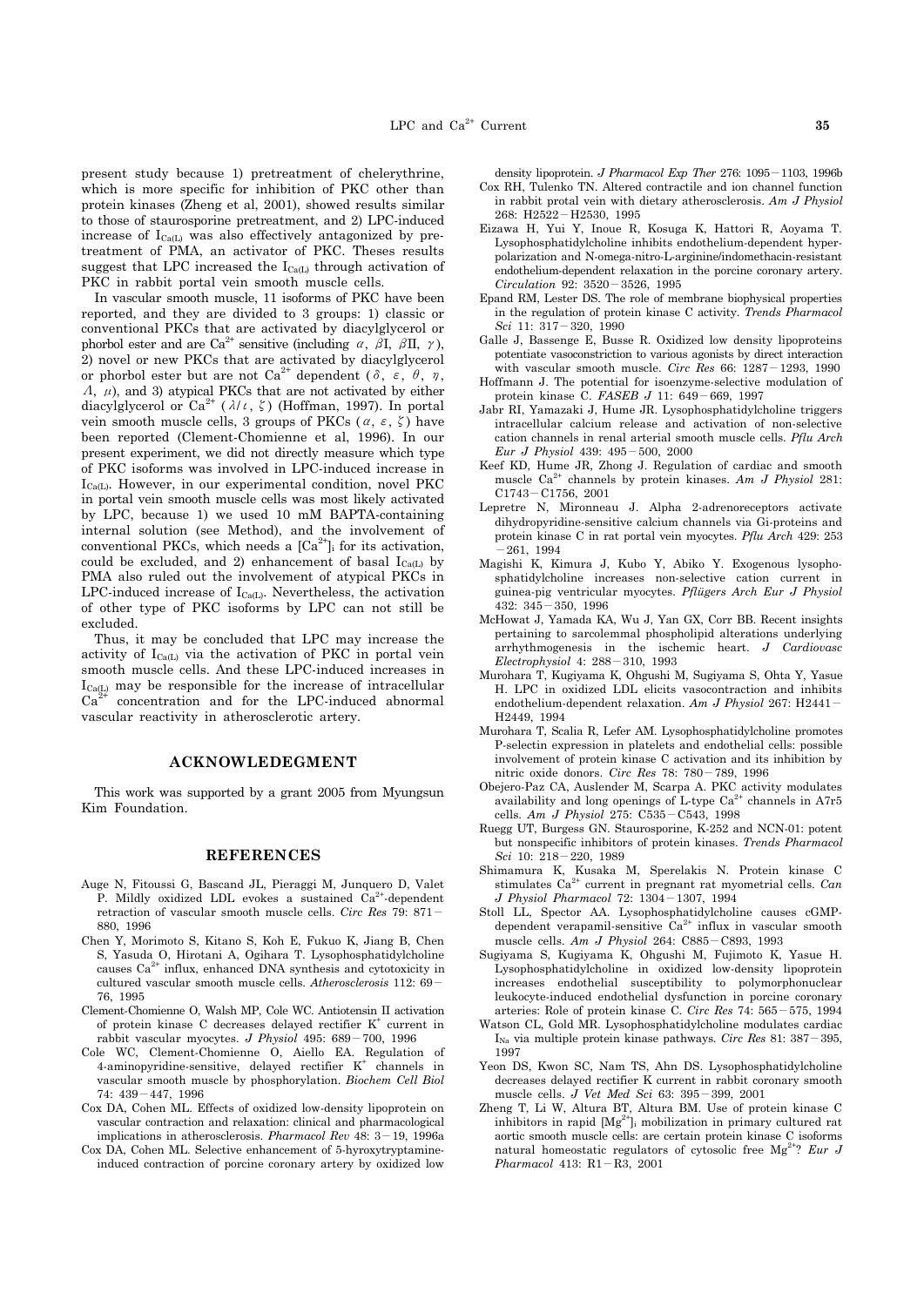present study because 1) pretreatment of chelerythrine, which is more specific for inhibition of PKC other than protein kinases (Zheng et al, 2001), showed results similar to those of staurosporine pretreatment, and 2) LPC-induced increase of $I_{Ca(L)}$ was also effectively antagonized by pretreatment of PMA, an activator of PKC. Theses results suggest that LPC increased the $I_{Ca(L)}$ through activation of PKC in rabbit portal vein smooth muscle cells.

In vascular smooth muscle, 11 isoforms of PKC have been reported, and they are divided to 3 groups: 1) classic or conventional PKCs that are activated by diacylglycerol or phorbol ester and are $Ca^{2+}$ sensitive (including $\alpha$, $\beta$I, $\beta$II, $\gamma$), 2) novel or new PKCs that are activated by diacylglycerol or phorbol ester but are not $Ca^{2+}$ dependent ($\delta$, $\varepsilon$, $\theta$, $\eta$, $\Lambda$, $\mu$), and 3) atypical PKCs that are not activated by either diacylglycerol or $Ca^{2+}$ ($\lambda/\iota$, $\zeta$) (Hoffman, 1997). In portal vein smooth muscle cells, 3 groups of PKCs ($\alpha$, $\varepsilon$, $\zeta$) have been reported (Clement-Chomienne et al, 1996). In our present experiment, we did not directly measure which type of PKC isoforms was involved in LPC-induced increase in $I_{Ca(L)}$. However, in our experimental condition, novel PKC in portal vein smooth muscle cells was most likely activated by LPC, because 1) we used 10 mM BAPTA-containing internal solution (see Method), and the involvement of conventional PKCs, which needs a $[Ca^{2+}]_i$ for its activation, could be excluded, and 2) enhancement of basal $I_{Ca(L)}$ by PMA also ruled out the involvement of atypical PKCs in LPC-induced increase of $I_{Ca(L)}$. Nevertheless, the activation of other type of PKC isoforms by LPC can not still be excluded.

Thus, it may be concluded that LPC may increase the activity of $I_{Ca(L)}$ via the activation of PKC in portal vein smooth muscle cells. And these LPC-induced increases in $I_{Ca(L)}$ may be responsible for the increase of intracellular $Ca^{2+}$ concentration and for the LPC-induced abnormal vascular reactivity in atherosclerotic artery.

## ACKNOWLEDGEMENT

This work was supported by a grant 2005 from Myungsun Kim Foundation.

## REFERENCES

Auge N, Fitoussi G, Bascand JL, Pieraggi M, Junquero D, Valet P. Mildly oxidized LDL evokes a sustained $Ca^{2+}$-dependent retraction of vascular smooth muscle cells. *Circ Res* 79: 871–880, 1996

Chen Y, Morimoto S, Kitano S, Koh E, Fukuo K, Jiang B, Chen S, Yasuda O, Hirotani A, Ogihara T. Lysophosphatidylcholine causes $Ca^{2+}$ influx, enhanced DNA synthesis and cytotoxicity in cultured vascular smooth muscle cells. *Atherosclerosis* 112: 69–76, 1995

Clement-Chomienne O, Walsh MP, Cole WC. Antiotensin II activation of protein kinase C decreases delayed rectifier $K^+$ current in rabbit vascular myocytes. *J Physiol* 495: 689–700, 1996

Cole WC, Clement-Chomienne O, Aiello EA. Regulation of 4-aminopyridine-sensitive, delayed rectifier $K^+$ channels in vascular smooth muscle by phosphorylation. *Biochem Cell Biol* 74: 439–447, 1996

Cox DA, Cohen ML. Effects of oxidized low-density lipoprotein on vascular contraction and relaxation: clinical and pharmacological implications in atherosclerosis. *Pharmacol Rev* 48: 3–19, 1996a

Cox DA, Cohen ML. Selective enhancement of 5-hyroxytryptamine-induced contraction of porcine coronary artery by oxidized low density lipoprotein. *J Pharmacol Exp Ther* 276: 1095–1103, 1996b

Cox RH, Tulenko TN. Altered contractile and ion channel function in rabbit portal vein with dietary atherosclerosis. *Am J Physiol* 268: H2522–H2530, 1995

Eizawa H, Yui Y, Inoue R, Kosuga K, Hattori R, Aoyama T. Lysophosphatidylcholine inhibits endothelium-dependent hyperpolarization and N-omega-nitro-L-arginine/indomethacin-resistant endothelium-dependent relaxation in the porcine coronary artery. *Circulation* 92: 3520–3526, 1995

Epand RM, Lester DS. The role of membrane biophysical properties in the regulation of protein kinase C activity. *Trends Pharmacol Sci* 11: 317–320, 1990

Galle J, Bassenge E, Busse R. Oxidized low density lipoproteins potentiate vasoconstriction to various agonists by direct interaction with vascular smooth muscle. *Circ Res* 66: 1287–1293, 1990

Hoffmann J. The potential for isoenzyme-selective modulation of protein kinase C. *FASEB J* 11: 649–669, 1997

Jabr RI, Yamazaki J, Hume JR. Lysophosphatidylcholine triggers intracellular calcium release and activation of non-selective cation channels in renal arterial smooth muscle cells. *Pflu Arch Eur J Physiol* 439: 495–500, 2000

Keef KD, Hume JR, Zhong J. Regulation of cardiac and smooth muscle $Ca^{2+}$ channels by protein kinases. *Am J Physiol* 281: C1743–C1756, 2001

Lepretre N, Mironneau J. Alpha 2-adrenoreceptors activate dihydropyridine-sensitive calcium channels via Gi-proteins and protein kinase C in rat portal vein myocytes. *Pflu Arch* 429: 253–261, 1994

Magishi K, Kimura J, Kubo Y, Abiko Y. Exogenous lysophosphatidylcholine increases non-selective cation current in guinea-pig ventricular myocytes. *Pflügers Arch Eur J Physiol* 432: 345–350, 1996

McHowat J, Yamada KA, Wu J, Yan GX, Corr BB. Recent insights pertaining to sarcolemmal phospholipid alterations underlying arrhythmogenesis in the ischemic heart. *J Cardiovasc Electrophysiol* 4: 288–310, 1993

Murohara T, Kugiyama K, Ohgushi M, Sugiyama S, Ohta Y, Yasue H. LPC in oxidized LDL elicits vasocontraction and inhibits endothelium-dependent relaxation. *Am J Physiol* 267: H2441–H2449, 1994

Murohara T, Scalia R, Lefer AM. Lysophosphatidylcholine promotes P-selectin expression in platelets and endothelial cells: possible involvement of protein kinase C activation and its inhibition by nitric oxide donors. *Circ Res* 78: 780–789, 1996

Obejero-Paz CA, Auslender M, Scarpa A. PKC activity modulates availability and long openings of L-type $Ca^{2+}$ channels in A7r5 cells. *Am J Physiol* 275: C535–C543, 1998

Ruegg UT, Burgess GN. Staurosporine, K-252 and NCN-01: potent but nonspecific inhibitors of protein kinases. *Trends Pharmacol Sci* 10: 218–220, 1989

Shimamura K, Kusaka M, Sperelakis N. Protein kinase C stimulates $Ca^{2+}$ current in pregnant rat myometrial cells. *Can J Physiol Pharmacol* 72: 1304–1307, 1994

Stoll LL, Spector AA. Lysophosphatidylcholine causes cGMP-dependent verapamil-sensitive $Ca^{2+}$ influx in vascular smooth muscle cells. *Am J Physiol* 264: C885–C893, 1993

Sugiyama S, Kugiyama K, Ohgushi M, Fujimoto K, Yasue H. Lysophosphatidylcholine in oxidized low-density lipoprotein increases endothelial susceptibility to polymorphonuclear leukocyte-induced endothelial dysfunction in porcine coronary arteries: Role of protein kinase C. *Circ Res* 74: 565–575, 1994

Watson CL, Gold MR. Lysophosphatidylcholine modulates cardiac $I_{Na}$ via multiple protein kinase pathways. *Circ Res* 81: 387–395, 1997

Yeon DS, Kwon SC, Nam TS, Ahn DS. Lysophosphatidylcholine decreases delayed rectifier K current in rabbit coronary smooth muscle cells. *J Vet Med Sci* 63: 395–399, 2001

Zheng T, Li W, Altura BT, Altura BM. Use of protein kinase C inhibitors in rapid $[Mg^{2+}]_i$ mobilization in primary cultured rat aortic smooth muscle cells: are certain protein kinase C isoforms natural homeostatic regulators of cytosolic free $Mg^{2+}$? *Eur J Pharmacol* 413: R1–R3, 2001